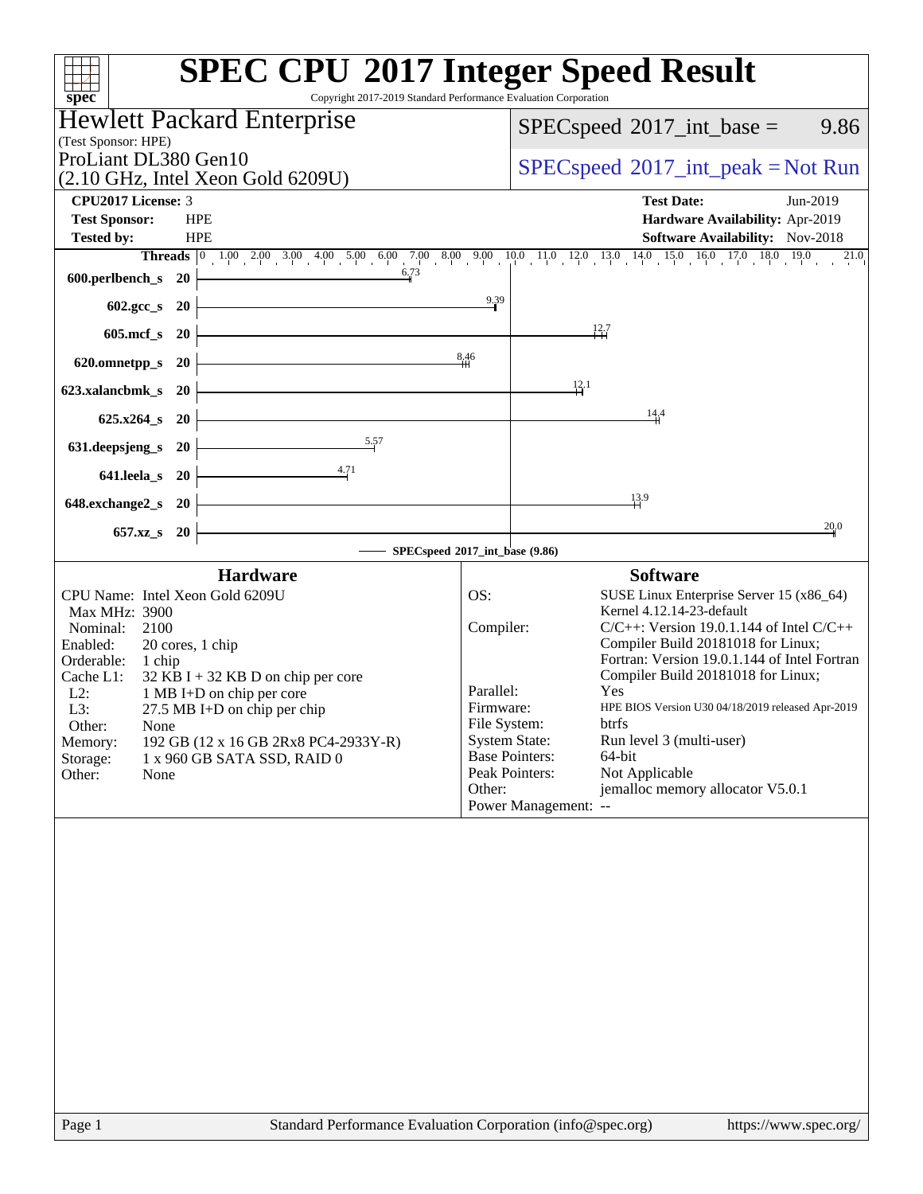# SPEC CPU 2017 Integer Speed Result

Copyright 2017-2019 Standard Performance Evaluation Corporation

**Hewlett Packard Enterprise**
(Test Sponsor: HPE)
ProLiant DL380 Gen10
(2.10 GHz, Intel Xeon Gold 6209U)

SPECspeed 2017_int_base = 9.86

SPECspeed 2017_int_peak = Not Run

**CPU2017 License:** 3
**Test Sponsor:** HPE
**Tested by:** HPE

**Test Date:** Jun-2019
**Hardware Availability:** Apr-2019
**Software Availability:** Nov-2018

| Benchmark | Threads | Base |
|---|---|---|
| 600.perlbench_s | 20 | 6.73 |
| 602.gcc_s | 20 | 9.39 |
| 605.mcf_s | 20 | 12.7 |
| 620.omnetpp_s | 20 | 8.46 |
| 623.xalancbmk_s | 20 | 12.1 |
| 625.x264_s | 20 | 14.4 |
| 631.deepsjeng_s | 20 | 5.57 |
| 641.leela_s | 20 | 4.71 |
| 648.exchange2_s | 20 | 13.9 |
| 657.xz_s | 20 | 20.0 |

SPECspeed 2017_int_base (9.86)

## Hardware

- CPU Name: Intel Xeon Gold 6209U
- Max MHz: 3900
- Nominal: 2100
- Enabled: 20 cores, 1 chip
- Orderable: 1 chip
- Cache L1: 32 KB I + 32 KB D on chip per core
- L2: 1 MB I+D on chip per core
- L3: 27.5 MB I+D on chip per chip
- Other: None
- Memory: 192 GB (12 x 16 GB 2Rx8 PC4-2933Y-R)
- Storage: 1 x 960 GB SATA SSD, RAID 0
- Other: None

## Software

- OS: SUSE Linux Enterprise Server 15 (x86_64) Kernel 4.12.14-23-default
- Compiler: C/C++: Version 19.0.1.144 of Intel C/C++ Compiler Build 20181018 for Linux; Fortran: Version 19.0.1.144 of Intel Fortran Compiler Build 20181018 for Linux;
- Parallel: Yes
- Firmware: HPE BIOS Version U30 04/18/2019 released Apr-2019
- File System: btrfs
- System State: Run level 3 (multi-user)
- Base Pointers: 64-bit
- Peak Pointers: Not Applicable
- Other: jemalloc memory allocator V5.0.1
- Power Management: --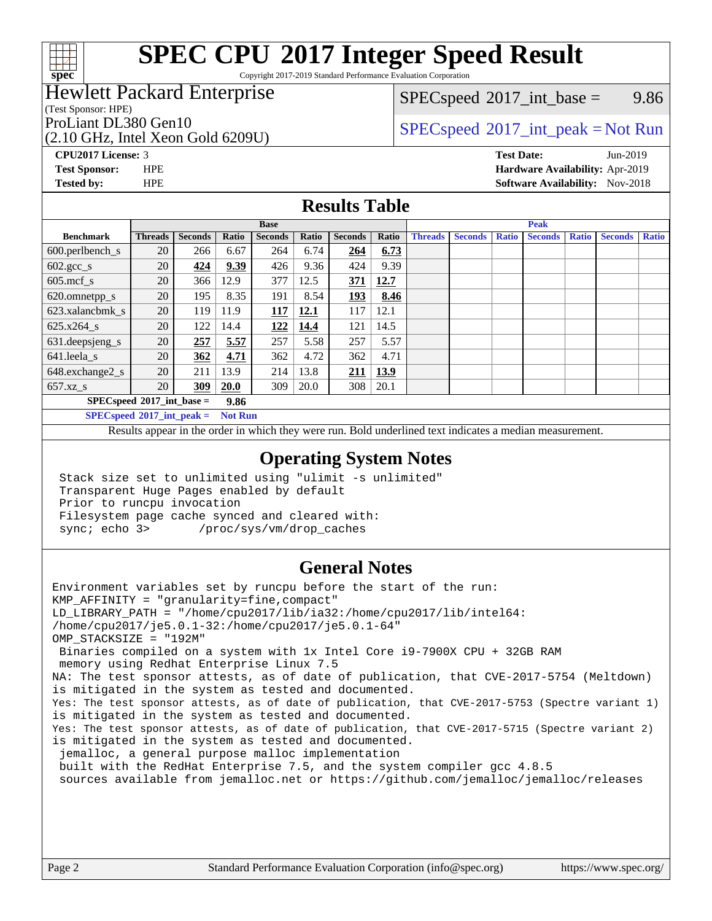# SPEC CPU 2017 Integer Speed Result

Copyright 2017-2019 Standard Performance Evaluation Corporation

## Hewlett Packard Enterprise
(Test Sponsor: HPE)

ProLiant DL380 Gen10
(2.10 GHz, Intel Xeon Gold 6209U)

SPECspeed 2017_int_base = 9.86

SPECspeed 2017_int_peak = Not Run

**CPU2017 License:** 3
**Test Sponsor:** HPE
**Tested by:** HPE

**Test Date:** Jun-2019
**Hardware Availability:** Apr-2019
**Software Availability:** Nov-2018

## Results Table

| | Base | | | | | | | Peak | | | | | | |
|---|---|---|---|---|---|---|---|---|---|---|---|---|---|---|
| **Benchmark** | **Threads** | **Seconds** | **Ratio** | **Seconds** | **Ratio** | **Seconds** | **Ratio** | **Threads** | **Seconds** | **Ratio** | **Seconds** | **Ratio** | **Seconds** | **Ratio** |
| 600.perlbench_s | 20 | 266 | 6.67 | 264 | 6.74 | **264** | **6.73** | | | | | | | |
| 602.gcc_s | 20 | **424** | **9.39** | 426 | 9.36 | 424 | 9.39 | | | | | | | |
| 605.mcf_s | 20 | 366 | 12.9 | 377 | 12.5 | **371** | **12.7** | | | | | | | |
| 620.omnetpp_s | 20 | 195 | 8.35 | 191 | 8.54 | **193** | **8.46** | | | | | | | |
| 623.xalancbmk_s | 20 | 119 | 11.9 | **117** | **12.1** | 117 | 12.1 | | | | | | | |
| 625.x264_s | 20 | 122 | 14.4 | **122** | **14.4** | 121 | 14.5 | | | | | | | |
| 631.deepsjeng_s | 20 | **257** | **5.57** | 257 | 5.58 | 257 | 5.57 | | | | | | | |
| 641.leela_s | 20 | **362** | **4.71** | 362 | 4.72 | 362 | 4.71 | | | | | | | |
| 648.exchange2_s | 20 | 211 | 13.9 | 214 | 13.8 | **211** | **13.9** | | | | | | | |
| 657.xz_s | 20 | **309** | **20.0** | 309 | 20.0 | 308 | 20.1 | | | | | | | |
| **SPECspeed 2017_int_base =** | | | **9.86** | | | | | | | | | | | |
| **SPECspeed 2017_int_peak =** | | | **Not Run** | | | | | | | | | | | |

Results appear in the order in which they were run. Bold underlined text indicates a median measurement.

## Operating System Notes

```
Stack size set to unlimited using "ulimit -s unlimited"
Transparent Huge Pages enabled by default
Prior to runcpu invocation
Filesystem page cache synced and cleared with:
sync; echo 3>       /proc/sys/vm/drop_caches
```

## General Notes

```
Environment variables set by runcpu before the start of the run:
KMP_AFFINITY = "granularity=fine,compact"
LD_LIBRARY_PATH = "/home/cpu2017/lib/ia32:/home/cpu2017/lib/intel64:
/home/cpu2017/je5.0.1-32:/home/cpu2017/je5.0.1-64"
OMP_STACKSIZE = "192M"
 Binaries compiled on a system with 1x Intel Core i9-7900X CPU + 32GB RAM
 memory using Redhat Enterprise Linux 7.5
NA: The test sponsor attests, as of date of publication, that CVE-2017-5754 (Meltdown)
is mitigated in the system as tested and documented.
Yes: The test sponsor attests, as of date of publication, that CVE-2017-5753 (Spectre variant 1)
is mitigated in the system as tested and documented.
Yes: The test sponsor attests, as of date of publication, that CVE-2017-5715 (Spectre variant 2)
is mitigated in the system as tested and documented.
 jemalloc, a general purpose malloc implementation
 built with the RedHat Enterprise 7.5, and the system compiler gcc 4.8.5
 sources available from jemalloc.net or https://github.com/jemalloc/jemalloc/releases
```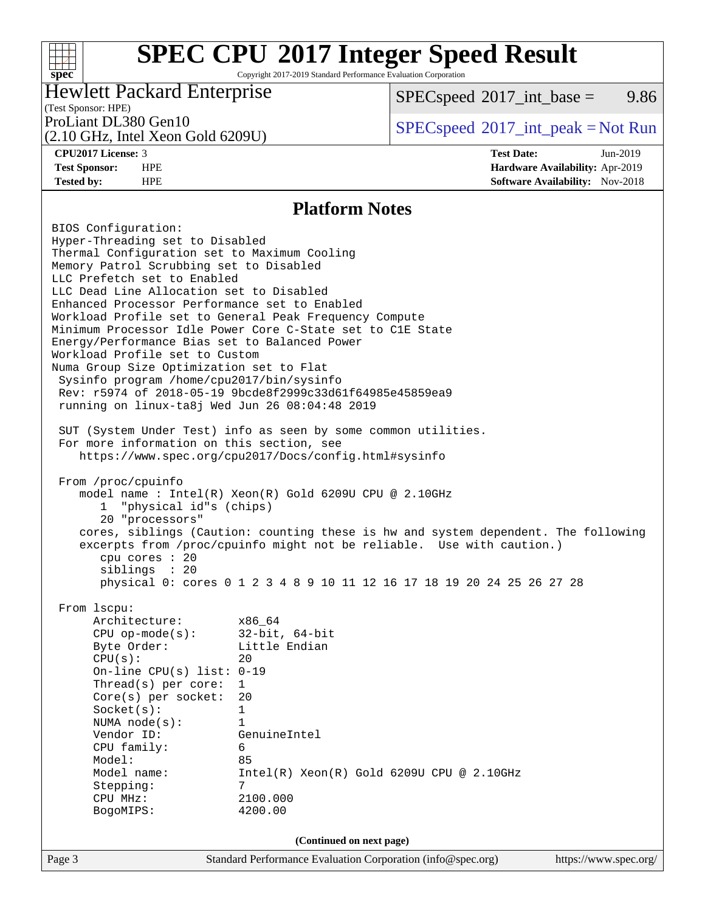# SPEC CPU 2017 Integer Speed Result

Copyright 2017-2019 Standard Performance Evaluation Corporation

**Hewlett Packard Enterprise**
(Test Sponsor: HPE)
ProLiant DL380 Gen10
(2.10 GHz, Intel Xeon Gold 6209U)

SPECspeed 2017_int_base = 9.86

SPECspeed 2017_int_peak = Not Run

| | | | |
|---|---|---|---|
| **CPU2017 License:** | 3 | **Test Date:** | Jun-2019 |
| **Test Sponsor:** | HPE | **Hardware Availability:** | Apr-2019 |
| **Tested by:** | HPE | **Software Availability:** | Nov-2018 |

## Platform Notes

```
BIOS Configuration:
Hyper-Threading set to Disabled
Thermal Configuration set to Maximum Cooling
Memory Patrol Scrubbing set to Disabled
LLC Prefetch set to Enabled
LLC Dead Line Allocation set to Disabled
Enhanced Processor Performance set to Enabled
Workload Profile set to General Peak Frequency Compute
Minimum Processor Idle Power Core C-State set to C1E State
Energy/Performance Bias set to Balanced Power
Workload Profile set to Custom
Numa Group Size Optimization set to Flat
 Sysinfo program /home/cpu2017/bin/sysinfo
 Rev: r5974 of 2018-05-19 9bcde8f2999c33d61f64985e45859ea9
 running on linux-ta8j Wed Jun 26 08:04:48 2019

 SUT (System Under Test) info as seen by some common utilities.
 For more information on this section, see
    https://www.spec.org/cpu2017/Docs/config.html#sysinfo

 From /proc/cpuinfo
    model name : Intel(R) Xeon(R) Gold 6209U CPU @ 2.10GHz
       1  "physical id"s (chips)
       20 "processors"
    cores, siblings (Caution: counting these is hw and system dependent. The following
    excerpts from /proc/cpuinfo might not be reliable.  Use with caution.)
       cpu cores : 20
       siblings  : 20
       physical 0: cores 0 1 2 3 4 8 9 10 11 12 16 17 18 19 20 24 25 26 27 28

 From lscpu:
      Architecture:          x86_64
      CPU op-mode(s):        32-bit, 64-bit
      Byte Order:            Little Endian
      CPU(s):                20
      On-line CPU(s) list: 0-19
      Thread(s) per core:  1
      Core(s) per socket:  20
      Socket(s):             1
      NUMA node(s):          1
      Vendor ID:             GenuineIntel
      CPU family:            6
      Model:                 85
      Model name:            Intel(R) Xeon(R) Gold 6209U CPU @ 2.10GHz
      Stepping:              7
      CPU MHz:               2100.000
      BogoMIPS:              4200.00
```

**(Continued on next page)**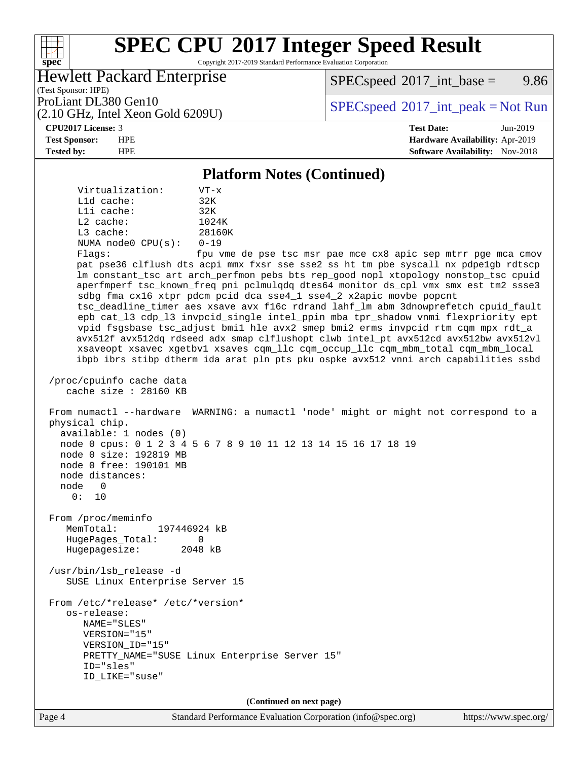## Platform Notes (Continued)

```
     Virtualization:      VT-x
     L1d cache:           32K
     L1i cache:           32K
     L2 cache:            1024K
     L3 cache:            28160K
     NUMA node0 CPU(s):   0-19
     Flags:               fpu vme de pse tsc msr pae mce cx8 apic sep mtrr pge mca cmov
     pat pse36 clflush dts acpi mmx fxsr sse sse2 ss ht tm pbe syscall nx pdpe1gb rdtscp
     lm constant_tsc art arch_perfmon pebs bts rep_good nopl xtopology nonstop_tsc cpuid
     aperfmperf tsc_known_freq pni pclmulqdq dtes64 monitor ds_cpl vmx smx est tm2 ssse3
     sdbg fma cx16 xtpr pdcm pcid dca sse4_1 sse4_2 x2apic movbe popcnt
     tsc_deadline_timer aes xsave avx f16c rdrand lahf_lm abm 3dnowprefetch cpuid_fault
     epb cat_l3 cdp_l3 invpcid_single intel_ppin mba tpr_shadow vnmi flexpriority ept
     vpid fsgsbase tsc_adjust bmi1 hle avx2 smep bmi2 erms invpcid rtm cqm mpx rdt_a
     avx512f avx512dq rdseed adx smap clflushopt clwb intel_pt avx512cd avx512bw avx512vl
     xsaveopt xsavec xgetbv1 xsaves cqm_llc cqm_occup_llc cqm_mbm_total cqm_mbm_local
     ibpb ibrs stibp dtherm ida arat pln pts pku ospke avx512_vnni arch_capabilities ssbd

 /proc/cpuinfo cache data
    cache size : 28160 KB

 From numactl --hardware  WARNING: a numactl 'node' might or might not correspond to a
 physical chip.
   available: 1 nodes (0)
   node 0 cpus: 0 1 2 3 4 5 6 7 8 9 10 11 12 13 14 15 16 17 18 19
   node 0 size: 192819 MB
   node 0 free: 190101 MB
   node distances:
   node   0
     0:  10

 From /proc/meminfo
    MemTotal:       197446924 kB
    HugePages_Total:       0
    Hugepagesize:       2048 kB

 /usr/bin/lsb_release -d
    SUSE Linux Enterprise Server 15

 From /etc/*release* /etc/*version*
    os-release:
       NAME="SLES"
       VERSION="15"
       VERSION_ID="15"
       PRETTY_NAME="SUSE Linux Enterprise Server 15"
       ID="sles"
       ID_LIKE="suse"
```

(Continued on next page)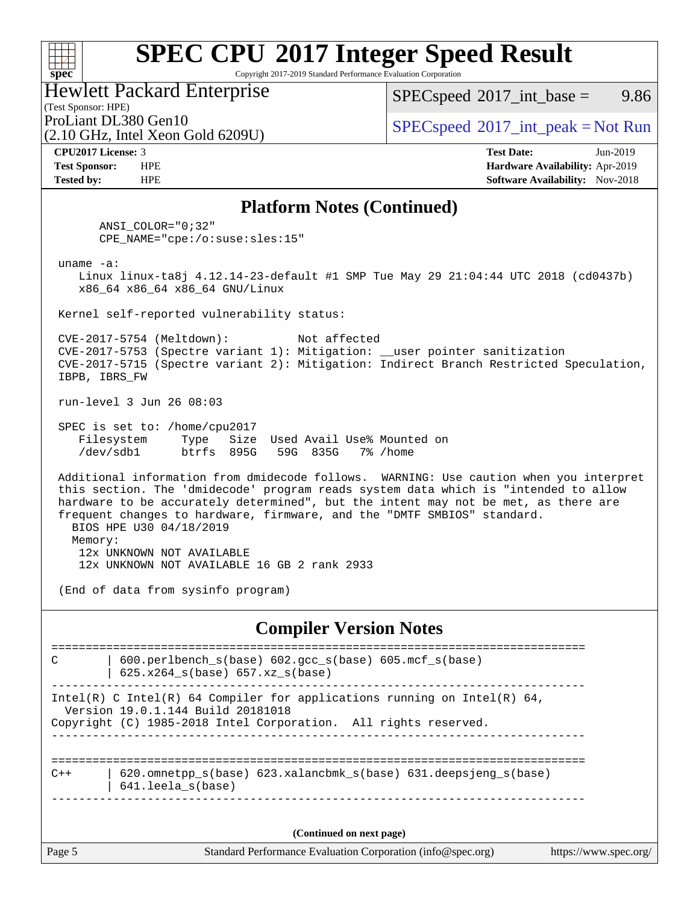# SPEC CPU 2017 Integer Speed Result

Copyright 2017-2019 Standard Performance Evaluation Corporation

**Hewlett Packard Enterprise**
(Test Sponsor: HPE)
ProLiant DL380 Gen10
(2.10 GHz, Intel Xeon Gold 6209U)

SPECspeed 2017_int_base = 9.86

SPECspeed 2017_int_peak = Not Run

**CPU2017 License:** 3
**Test Sponsor:** HPE
**Tested by:** HPE

**Test Date:** Jun-2019
**Hardware Availability:** Apr-2019
**Software Availability:** Nov-2018

## Platform Notes (Continued)

```
      ANSI_COLOR="0;32"
      CPE_NAME="cpe:/o:suse:sles:15"

 uname -a:
    Linux linux-ta8j 4.12.14-23-default #1 SMP Tue May 29 21:04:44 UTC 2018 (cd0437b)
    x86_64 x86_64 x86_64 GNU/Linux

 Kernel self-reported vulnerability status:

 CVE-2017-5754 (Meltdown):          Not affected
 CVE-2017-5753 (Spectre variant 1): Mitigation: __user pointer sanitization
 CVE-2017-5715 (Spectre variant 2): Mitigation: Indirect Branch Restricted Speculation,
 IBPB, IBRS_FW

 run-level 3 Jun 26 08:03

 SPEC is set to: /home/cpu2017
    Filesystem     Type   Size  Used Avail Use% Mounted on
    /dev/sdb1      btrfs  895G   59G  835G   7% /home

 Additional information from dmidecode follows.  WARNING: Use caution when you interpret
 this section. The 'dmidecode' program reads system data which is "intended to allow
 hardware to be accurately determined", but the intent may not be met, as there are
 frequent changes to hardware, firmware, and the "DMTF SMBIOS" standard.
   BIOS HPE U30 04/18/2019
   Memory:
    12x UNKNOWN NOT AVAILABLE
    12x UNKNOWN NOT AVAILABLE 16 GB 2 rank 2933

 (End of data from sysinfo program)
```

## Compiler Version Notes

```
==============================================================================
C       | 600.perlbench_s(base) 602.gcc_s(base) 605.mcf_s(base)
        | 625.x264_s(base) 657.xz_s(base)
------------------------------------------------------------------------------
Intel(R) C Intel(R) 64 Compiler for applications running on Intel(R) 64,
  Version 19.0.1.144 Build 20181018
Copyright (C) 1985-2018 Intel Corporation.  All rights reserved.
------------------------------------------------------------------------------

==============================================================================
C++     | 620.omnetpp_s(base) 623.xalancbmk_s(base) 631.deepsjeng_s(base)
        | 641.leela_s(base)
------------------------------------------------------------------------------
```

(Continued on next page)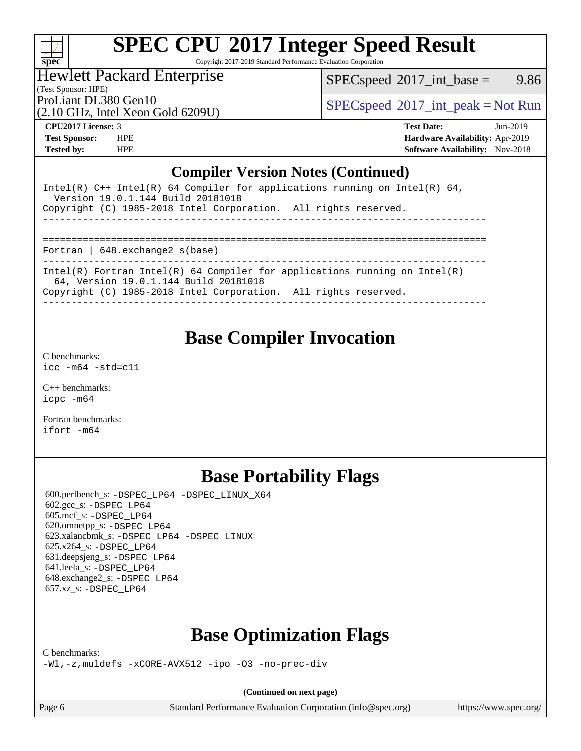# SPEC CPU 2017 Integer Speed Result

Copyright 2017-2019 Standard Performance Evaluation Corporation

**Hewlett Packard Enterprise**
(Test Sponsor: HPE)
ProLiant DL380 Gen10
(2.10 GHz, Intel Xeon Gold 6209U)

SPECspeed 2017_int_base = 9.86

SPECspeed 2017_int_peak = Not Run

**CPU2017 License:** 3
**Test Sponsor:** HPE
**Tested by:** HPE

**Test Date:** Jun-2019
**Hardware Availability:** Apr-2019
**Software Availability:** Nov-2018

## Compiler Version Notes (Continued)

```
Intel(R) C++ Intel(R) 64 Compiler for applications running on Intel(R) 64,
  Version 19.0.1.144 Build 20181018
Copyright (C) 1985-2018 Intel Corporation.  All rights reserved.
------------------------------------------------------------------------------

==============================================================================
Fortran | 648.exchange2_s(base)
------------------------------------------------------------------------------
Intel(R) Fortran Intel(R) 64 Compiler for applications running on Intel(R)
  64, Version 19.0.1.144 Build 20181018
Copyright (C) 1985-2018 Intel Corporation.  All rights reserved.
------------------------------------------------------------------------------
```

## Base Compiler Invocation

C benchmarks:
`icc -m64 -std=c11`

C++ benchmarks:
`icpc -m64`

Fortran benchmarks:
`ifort -m64`

## Base Portability Flags

600.perlbench_s: -DSPEC_LP64 -DSPEC_LINUX_X64
602.gcc_s: -DSPEC_LP64
605.mcf_s: -DSPEC_LP64
620.omnetpp_s: -DSPEC_LP64
623.xalancbmk_s: -DSPEC_LP64 -DSPEC_LINUX
625.x264_s: -DSPEC_LP64
631.deepsjeng_s: -DSPEC_LP64
641.leela_s: -DSPEC_LP64
648.exchange2_s: -DSPEC_LP64
657.xz_s: -DSPEC_LP64

## Base Optimization Flags

C benchmarks:
`-Wl,-z,muldefs -xCORE-AVX512 -ipo -O3 -no-prec-div`

**(Continued on next page)**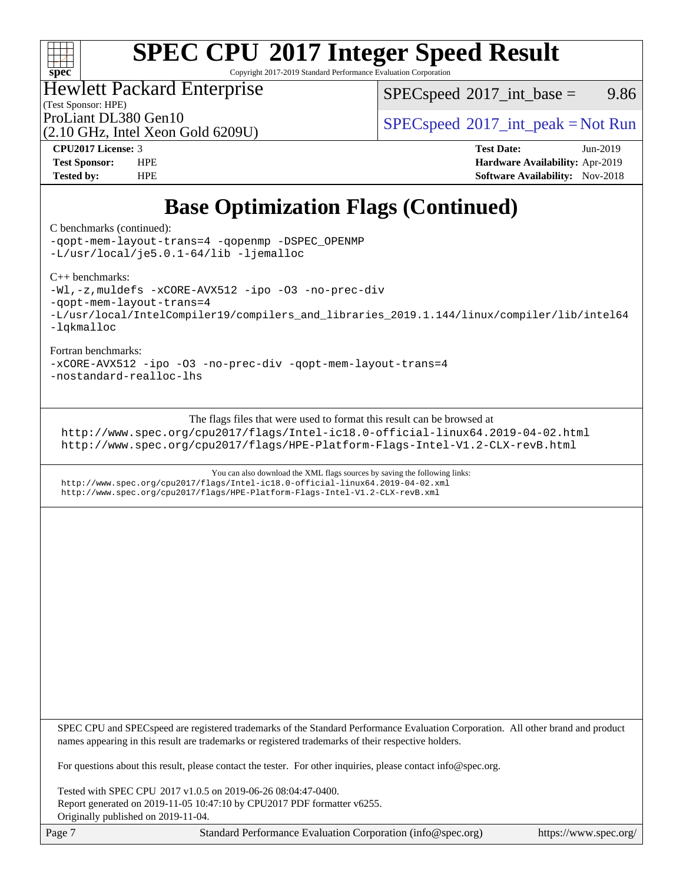# SPEC CPU 2017 Integer Speed Result

Copyright 2017-2019 Standard Performance Evaluation Corporation

Hewlett Packard Enterprise
(Test Sponsor: HPE)
ProLiant DL380 Gen10
(2.10 GHz, Intel Xeon Gold 6209U)

SPECspeed 2017_int_base = 9.86

SPECspeed 2017_int_peak = Not Run

**CPU2017 License:** 3
**Test Sponsor:** HPE
**Tested by:** HPE

**Test Date:** Jun-2019
**Hardware Availability:** Apr-2019
**Software Availability:** Nov-2018

## Base Optimization Flags (Continued)

C benchmarks (continued):

```
-qopt-mem-layout-trans=4 -qopenmp -DSPEC_OPENMP
-L/usr/local/je5.0.1-64/lib -ljemalloc
```

C++ benchmarks:

```
-Wl,-z,muldefs -xCORE-AVX512 -ipo -O3 -no-prec-div
-qopt-mem-layout-trans=4
-L/usr/local/IntelCompiler19/compilers_and_libraries_2019.1.144/linux/compiler/lib/intel64
-lqkmalloc
```

Fortran benchmarks:

```
-xCORE-AVX512 -ipo -O3 -no-prec-div -qopt-mem-layout-trans=4
-nostandard-realloc-lhs
```

The flags files that were used to format this result can be browsed at
http://www.spec.org/cpu2017/flags/Intel-ic18.0-official-linux64.2019-04-02.html
http://www.spec.org/cpu2017/flags/HPE-Platform-Flags-Intel-V1.2-CLX-revB.html

You can also download the XML flags sources by saving the following links:
http://www.spec.org/cpu2017/flags/Intel-ic18.0-official-linux64.2019-04-02.xml
http://www.spec.org/cpu2017/flags/HPE-Platform-Flags-Intel-V1.2-CLX-revB.xml

SPEC CPU and SPECspeed are registered trademarks of the Standard Performance Evaluation Corporation. All other brand and product names appearing in this result are trademarks or registered trademarks of their respective holders.

For questions about this result, please contact the tester. For other inquiries, please contact info@spec.org.

Tested with SPEC CPU 2017 v1.0.5 on 2019-06-26 08:04:47-0400.
Report generated on 2019-11-05 10:47:10 by CPU2017 PDF formatter v6255.
Originally published on 2019-11-04.